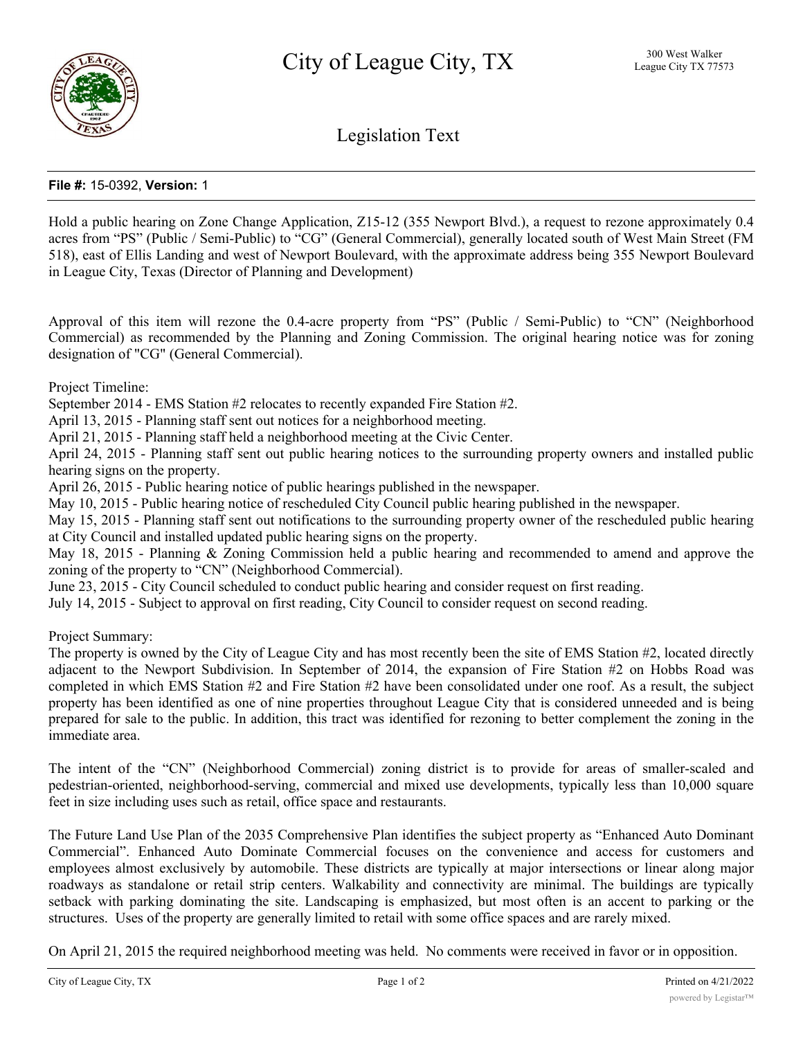# City of League City, TX

300 West Walker
League City TX 77573

## Legislation Text

**File #:** 15-0392, **Version:** 1

Hold a public hearing on Zone Change Application, Z15-12 (355 Newport Blvd.), a request to rezone approximately 0.4 acres from "PS" (Public / Semi-Public) to "CG" (General Commercial), generally located south of West Main Street (FM 518), east of Ellis Landing and west of Newport Boulevard, with the approximate address being 355 Newport Boulevard in League City, Texas (Director of Planning and Development)

Approval of this item will rezone the 0.4-acre property from "PS" (Public / Semi-Public) to "CN" (Neighborhood Commercial) as recommended by the Planning and Zoning Commission. The original hearing notice was for zoning designation of "CG" (General Commercial).

Project Timeline:
September 2014 - EMS Station #2 relocates to recently expanded Fire Station #2.
April 13, 2015 - Planning staff sent out notices for a neighborhood meeting.
April 21, 2015 - Planning staff held a neighborhood meeting at the Civic Center.
April 24, 2015 - Planning staff sent out public hearing notices to the surrounding property owners and installed public hearing signs on the property.
April 26, 2015 - Public hearing notice of public hearings published in the newspaper.
May 10, 2015 - Public hearing notice of rescheduled City Council public hearing published in the newspaper.
May 15, 2015 - Planning staff sent out notifications to the surrounding property owner of the rescheduled public hearing at City Council and installed updated public hearing signs on the property.
May 18, 2015 - Planning & Zoning Commission held a public hearing and recommended to amend and approve the zoning of the property to "CN" (Neighborhood Commercial).
June 23, 2015 - City Council scheduled to conduct public hearing and consider request on first reading.
July 14, 2015 - Subject to approval on first reading, City Council to consider request on second reading.

Project Summary:
The property is owned by the City of League City and has most recently been the site of EMS Station #2, located directly adjacent to the Newport Subdivision. In September of 2014, the expansion of Fire Station #2 on Hobbs Road was completed in which EMS Station #2 and Fire Station #2 have been consolidated under one roof. As a result, the subject property has been identified as one of nine properties throughout League City that is considered unneeded and is being prepared for sale to the public. In addition, this tract was identified for rezoning to better complement the zoning in the immediate area.

The intent of the "CN" (Neighborhood Commercial) zoning district is to provide for areas of smaller-scaled and pedestrian-oriented, neighborhood-serving, commercial and mixed use developments, typically less than 10,000 square feet in size including uses such as retail, office space and restaurants.

The Future Land Use Plan of the 2035 Comprehensive Plan identifies the subject property as "Enhanced Auto Dominant Commercial". Enhanced Auto Dominate Commercial focuses on the convenience and access for customers and employees almost exclusively by automobile. These districts are typically at major intersections or linear along major roadways as standalone or retail strip centers. Walkability and connectivity are minimal. The buildings are typically setback with parking dominating the site. Landscaping is emphasized, but most often is an accent to parking or the structures. Uses of the property are generally limited to retail with some office spaces and are rarely mixed.

On April 21, 2015 the required neighborhood meeting was held. No comments were received in favor or in opposition.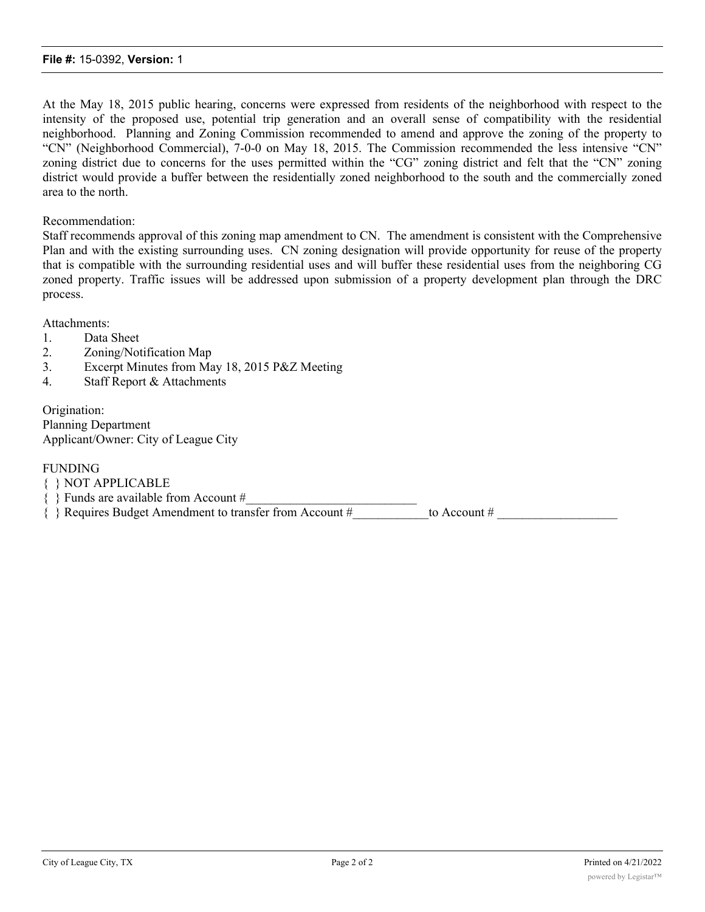At the May 18, 2015 public hearing, concerns were expressed from residents of the neighborhood with respect to the intensity of the proposed use, potential trip generation and an overall sense of compatibility with the residential neighborhood. Planning and Zoning Commission recommended to amend and approve the zoning of the property to "CN" (Neighborhood Commercial), 7-0-0 on May 18, 2015. The Commission recommended the less intensive "CN" zoning district due to concerns for the uses permitted within the "CG" zoning district and felt that the "CN" zoning district would provide a buffer between the residentially zoned neighborhood to the south and the commercially zoned area to the north.

Recommendation:
Staff recommends approval of this zoning map amendment to CN. The amendment is consistent with the Comprehensive Plan and with the existing surrounding uses. CN zoning designation will provide opportunity for reuse of the property that is compatible with the surrounding residential uses and will buffer these residential uses from the neighboring CG zoned property. Traffic issues will be addressed upon submission of a property development plan through the DRC process.

Attachments:
1. Data Sheet
2. Zoning/Notification Map
3. Excerpt Minutes from May 18, 2015 P&Z Meeting
4. Staff Report & Attachments

Origination:
Planning Department
Applicant/Owner: City of League City

FUNDING
{ } NOT APPLICABLE
{ } Funds are available from Account #___________________________
{ } Requires Budget Amendment to transfer from Account #____________to Account # ___________________